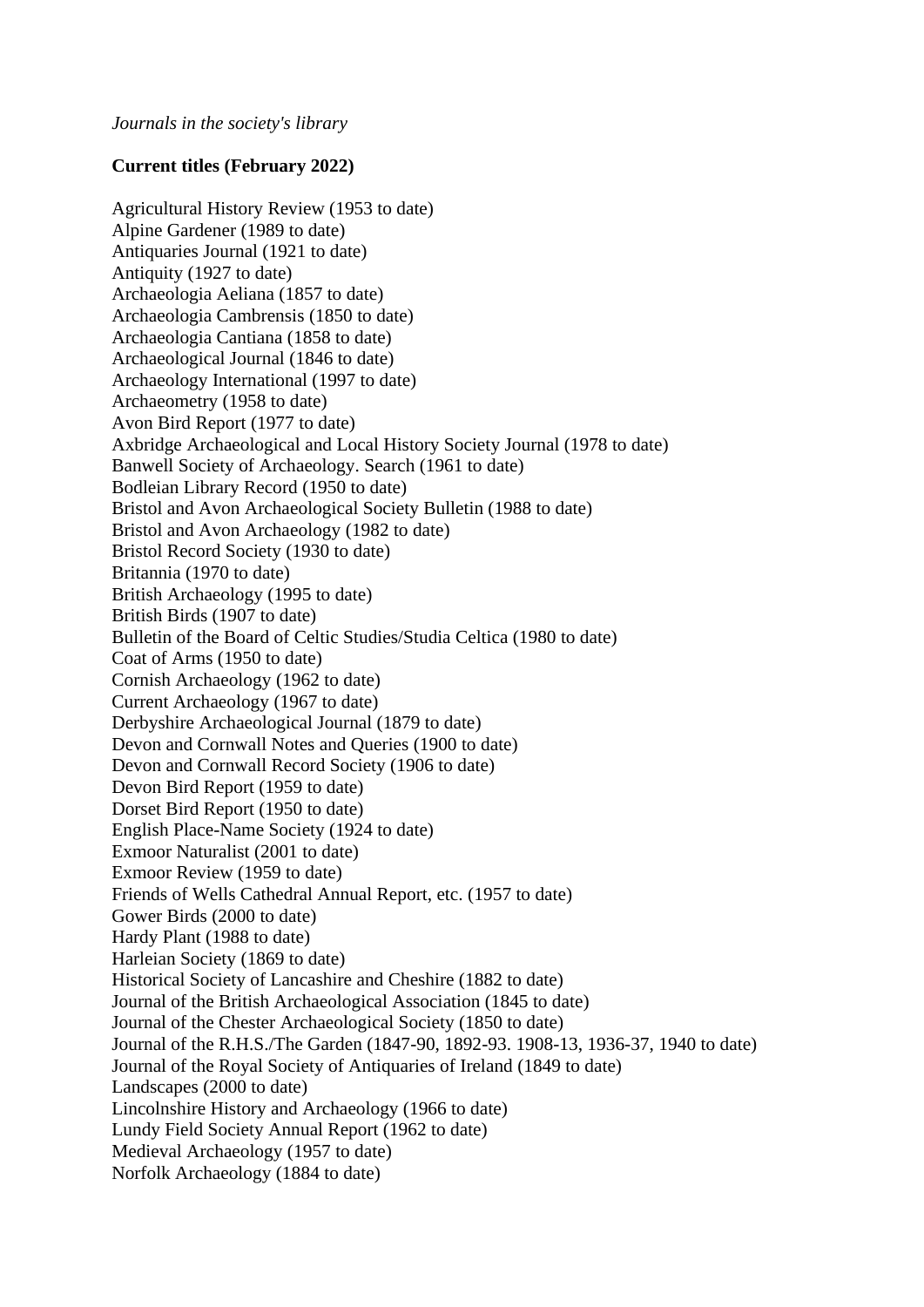*Journals in the society's library*

**Current titles (February 2022)**

Agricultural History Review (1953 to date)
Alpine Gardener (1989 to date)
Antiquaries Journal (1921 to date)
Antiquity (1927 to date)
Archaeologia Aeliana (1857 to date)
Archaeologia Cambrensis (1850 to date)
Archaeologia Cantiana (1858 to date)
Archaeological Journal (1846 to date)
Archaeology International (1997 to date)
Archaeometry (1958 to date)
Avon Bird Report (1977 to date)
Axbridge Archaeological and Local History Society Journal (1978 to date)
Banwell Society of Archaeology. Search (1961 to date)
Bodleian Library Record (1950 to date)
Bristol and Avon Archaeological Society Bulletin (1988 to date)
Bristol and Avon Archaeology (1982 to date)
Bristol Record Society (1930 to date)
Britannia (1970 to date)
British Archaeology (1995 to date)
British Birds (1907 to date)
Bulletin of the Board of Celtic Studies/Studia Celtica (1980 to date)
Coat of Arms (1950 to date)
Cornish Archaeology (1962 to date)
Current Archaeology (1967 to date)
Derbyshire Archaeological Journal (1879 to date)
Devon and Cornwall Notes and Queries (1900 to date)
Devon and Cornwall Record Society (1906 to date)
Devon Bird Report (1959 to date)
Dorset Bird Report (1950 to date)
English Place-Name Society (1924 to date)
Exmoor Naturalist (2001 to date)
Exmoor Review (1959 to date)
Friends of Wells Cathedral Annual Report, etc. (1957 to date)
Gower Birds (2000 to date)
Hardy Plant (1988 to date)
Harleian Society (1869 to date)
Historical Society of Lancashire and Cheshire (1882 to date)
Journal of the British Archaeological Association (1845 to date)
Journal of the Chester Archaeological Society (1850 to date)
Journal of the R.H.S./The Garden (1847-90, 1892-93. 1908-13, 1936-37, 1940 to date)
Journal of the Royal Society of Antiquaries of Ireland (1849 to date)
Landscapes (2000 to date)
Lincolnshire History and Archaeology (1966 to date)
Lundy Field Society Annual Report (1962 to date)
Medieval Archaeology (1957 to date)
Norfolk Archaeology (1884 to date)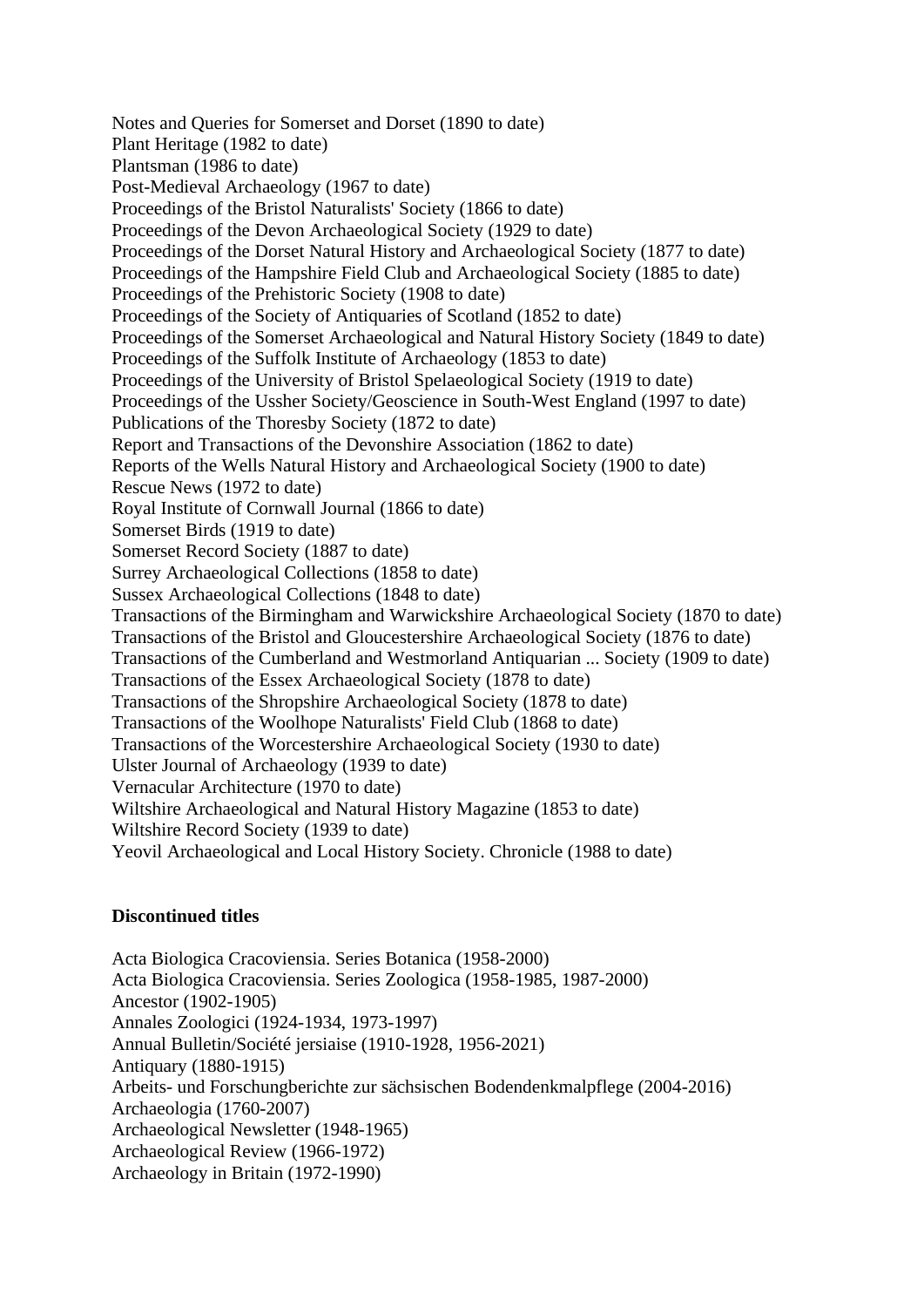Notes and Queries for Somerset and Dorset (1890 to date)
Plant Heritage (1982 to date)
Plantsman (1986 to date)
Post-Medieval Archaeology (1967 to date)
Proceedings of the Bristol Naturalists' Society (1866 to date)
Proceedings of the Devon Archaeological Society (1929 to date)
Proceedings of the Dorset Natural History and Archaeological Society (1877 to date)
Proceedings of the Hampshire Field Club and Archaeological Society (1885 to date)
Proceedings of the Prehistoric Society (1908 to date)
Proceedings of the Society of Antiquaries of Scotland (1852 to date)
Proceedings of the Somerset Archaeological and Natural History Society (1849 to date)
Proceedings of the Suffolk Institute of Archaeology (1853 to date)
Proceedings of the University of Bristol Spelaeological Society (1919 to date)
Proceedings of the Ussher Society/Geoscience in South-West England (1997 to date)
Publications of the Thoresby Society (1872 to date)
Report and Transactions of the Devonshire Association (1862 to date)
Reports of the Wells Natural History and Archaeological Society (1900 to date)
Rescue News (1972 to date)
Royal Institute of Cornwall Journal (1866 to date)
Somerset Birds (1919 to date)
Somerset Record Society (1887 to date)
Surrey Archaeological Collections (1858 to date)
Sussex Archaeological Collections (1848 to date)
Transactions of the Birmingham and Warwickshire Archaeological Society (1870 to date)
Transactions of the Bristol and Gloucestershire Archaeological Society (1876 to date)
Transactions of the Cumberland and Westmorland Antiquarian ... Society (1909 to date)
Transactions of the Essex Archaeological Society (1878 to date)
Transactions of the Shropshire Archaeological Society (1878 to date)
Transactions of the Woolhope Naturalists' Field Club (1868 to date)
Transactions of the Worcestershire Archaeological Society (1930 to date)
Ulster Journal of Archaeology (1939 to date)
Vernacular Architecture (1970 to date)
Wiltshire Archaeological and Natural History Magazine (1853 to date)
Wiltshire Record Society (1939 to date)
Yeovil Archaeological and Local History Society. Chronicle (1988 to date)

**Discontinued titles**

Acta Biologica Cracoviensia. Series Botanica (1958-2000)
Acta Biologica Cracoviensia. Series Zoologica (1958-1985, 1987-2000)
Ancestor (1902-1905)
Annales Zoologici (1924-1934, 1973-1997)
Annual Bulletin/Société jersiaise (1910-1928, 1956-2021)
Antiquary (1880-1915)
Arbeits- und Forschungberichte zur sächsischen Bodendenkmalpflege (2004-2016)
Archaeologia (1760-2007)
Archaeological Newsletter (1948-1965)
Archaeological Review (1966-1972)
Archaeology in Britain (1972-1990)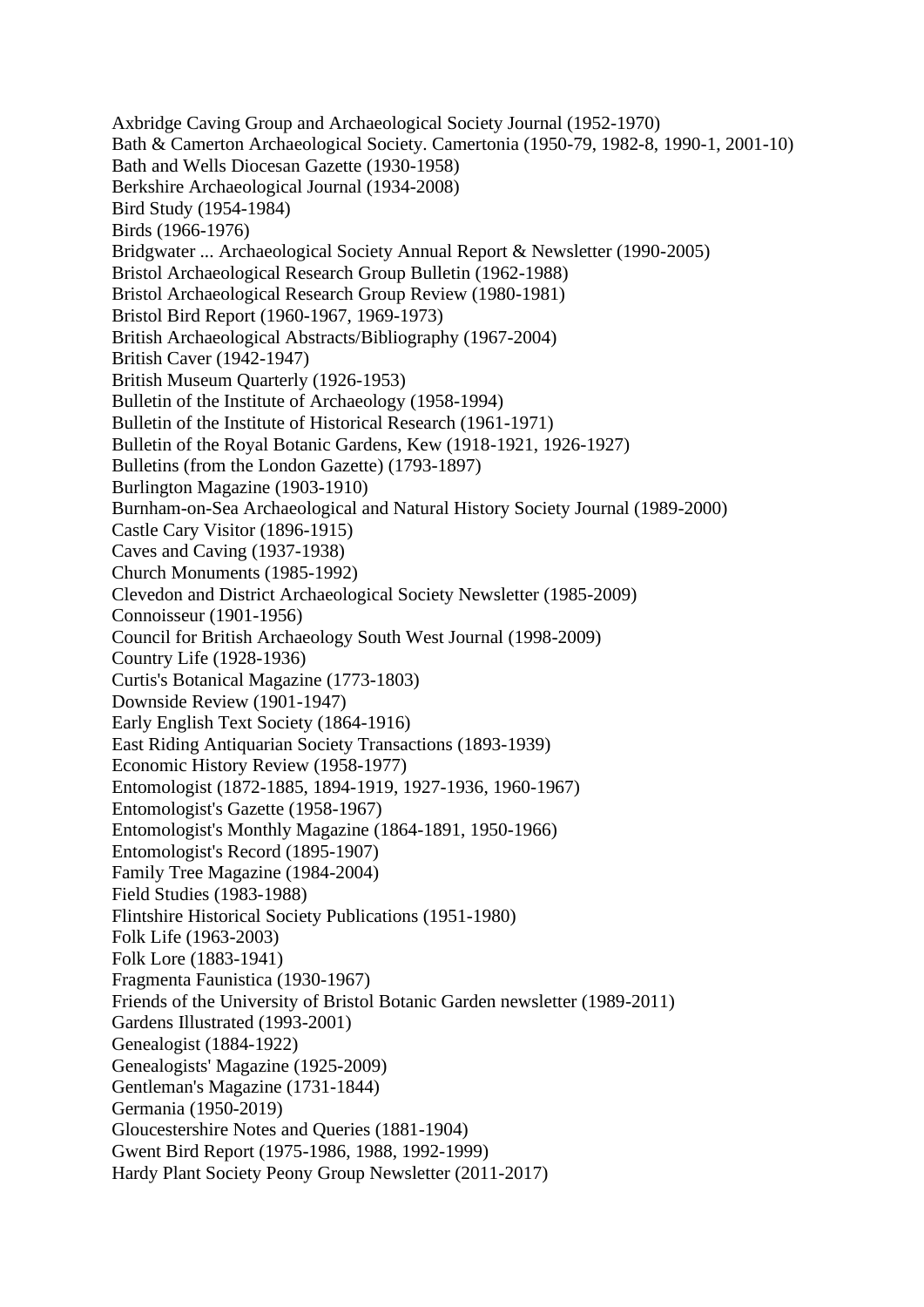Axbridge Caving Group and Archaeological Society Journal (1952-1970)
Bath & Camerton Archaeological Society. Camertonia (1950-79, 1982-8, 1990-1, 2001-10)
Bath and Wells Diocesan Gazette (1930-1958)
Berkshire Archaeological Journal (1934-2008)
Bird Study (1954-1984)
Birds (1966-1976)
Bridgwater ... Archaeological Society Annual Report & Newsletter (1990-2005)
Bristol Archaeological Research Group Bulletin (1962-1988)
Bristol Archaeological Research Group Review (1980-1981)
Bristol Bird Report (1960-1967, 1969-1973)
British Archaeological Abstracts/Bibliography (1967-2004)
British Caver (1942-1947)
British Museum Quarterly (1926-1953)
Bulletin of the Institute of Archaeology (1958-1994)
Bulletin of the Institute of Historical Research (1961-1971)
Bulletin of the Royal Botanic Gardens, Kew (1918-1921, 1926-1927)
Bulletins (from the London Gazette) (1793-1897)
Burlington Magazine (1903-1910)
Burnham-on-Sea Archaeological and Natural History Society Journal (1989-2000)
Castle Cary Visitor (1896-1915)
Caves and Caving (1937-1938)
Church Monuments (1985-1992)
Clevedon and District Archaeological Society Newsletter (1985-2009)
Connoisseur (1901-1956)
Council for British Archaeology South West Journal (1998-2009)
Country Life (1928-1936)
Curtis's Botanical Magazine (1773-1803)
Downside Review (1901-1947)
Early English Text Society (1864-1916)
East Riding Antiquarian Society Transactions (1893-1939)
Economic History Review (1958-1977)
Entomologist (1872-1885, 1894-1919, 1927-1936, 1960-1967)
Entomologist's Gazette (1958-1967)
Entomologist's Monthly Magazine (1864-1891, 1950-1966)
Entomologist's Record (1895-1907)
Family Tree Magazine (1984-2004)
Field Studies (1983-1988)
Flintshire Historical Society Publications (1951-1980)
Folk Life (1963-2003)
Folk Lore (1883-1941)
Fragmenta Faunistica (1930-1967)
Friends of the University of Bristol Botanic Garden newsletter (1989-2011)
Gardens Illustrated (1993-2001)
Genealogist (1884-1922)
Genealogists' Magazine (1925-2009)
Gentleman's Magazine (1731-1844)
Germania (1950-2019)
Gloucestershire Notes and Queries (1881-1904)
Gwent Bird Report (1975-1986, 1988, 1992-1999)
Hardy Plant Society Peony Group Newsletter (2011-2017)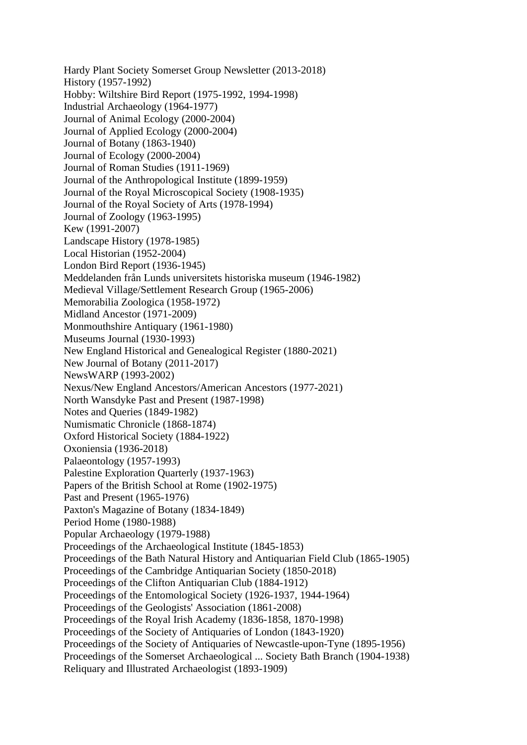Hardy Plant Society Somerset Group Newsletter (2013-2018)
History (1957-1992)
Hobby: Wiltshire Bird Report (1975-1992, 1994-1998)
Industrial Archaeology (1964-1977)
Journal of Animal Ecology (2000-2004)
Journal of Applied Ecology (2000-2004)
Journal of Botany (1863-1940)
Journal of Ecology (2000-2004)
Journal of Roman Studies (1911-1969)
Journal of the Anthropological Institute (1899-1959)
Journal of the Royal Microscopical Society (1908-1935)
Journal of the Royal Society of Arts (1978-1994)
Journal of Zoology (1963-1995)
Kew (1991-2007)
Landscape History (1978-1985)
Local Historian (1952-2004)
London Bird Report (1936-1945)
Meddelanden från Lunds universitets historiska museum (1946-1982)
Medieval Village/Settlement Research Group (1965-2006)
Memorabilia Zoologica (1958-1972)
Midland Ancestor (1971-2009)
Monmouthshire Antiquary (1961-1980)
Museums Journal (1930-1993)
New England Historical and Genealogical Register (1880-2021)
New Journal of Botany (2011-2017)
NewsWARP (1993-2002)
Nexus/New England Ancestors/American Ancestors (1977-2021)
North Wansdyke Past and Present (1987-1998)
Notes and Queries (1849-1982)
Numismatic Chronicle (1868-1874)
Oxford Historical Society (1884-1922)
Oxoniensia (1936-2018)
Palaeontology (1957-1993)
Palestine Exploration Quarterly (1937-1963)
Papers of the British School at Rome (1902-1975)
Past and Present (1965-1976)
Paxton's Magazine of Botany (1834-1849)
Period Home (1980-1988)
Popular Archaeology (1979-1988)
Proceedings of the Archaeological Institute (1845-1853)
Proceedings of the Bath Natural History and Antiquarian Field Club (1865-1905)
Proceedings of the Cambridge Antiquarian Society (1850-2018)
Proceedings of the Clifton Antiquarian Club (1884-1912)
Proceedings of the Entomological Society (1926-1937, 1944-1964)
Proceedings of the Geologists' Association (1861-2008)
Proceedings of the Royal Irish Academy (1836-1858, 1870-1998)
Proceedings of the Society of Antiquaries of London (1843-1920)
Proceedings of the Society of Antiquaries of Newcastle-upon-Tyne (1895-1956)
Proceedings of the Somerset Archaeological ... Society Bath Branch (1904-1938)
Reliquary and Illustrated Archaeologist (1893-1909)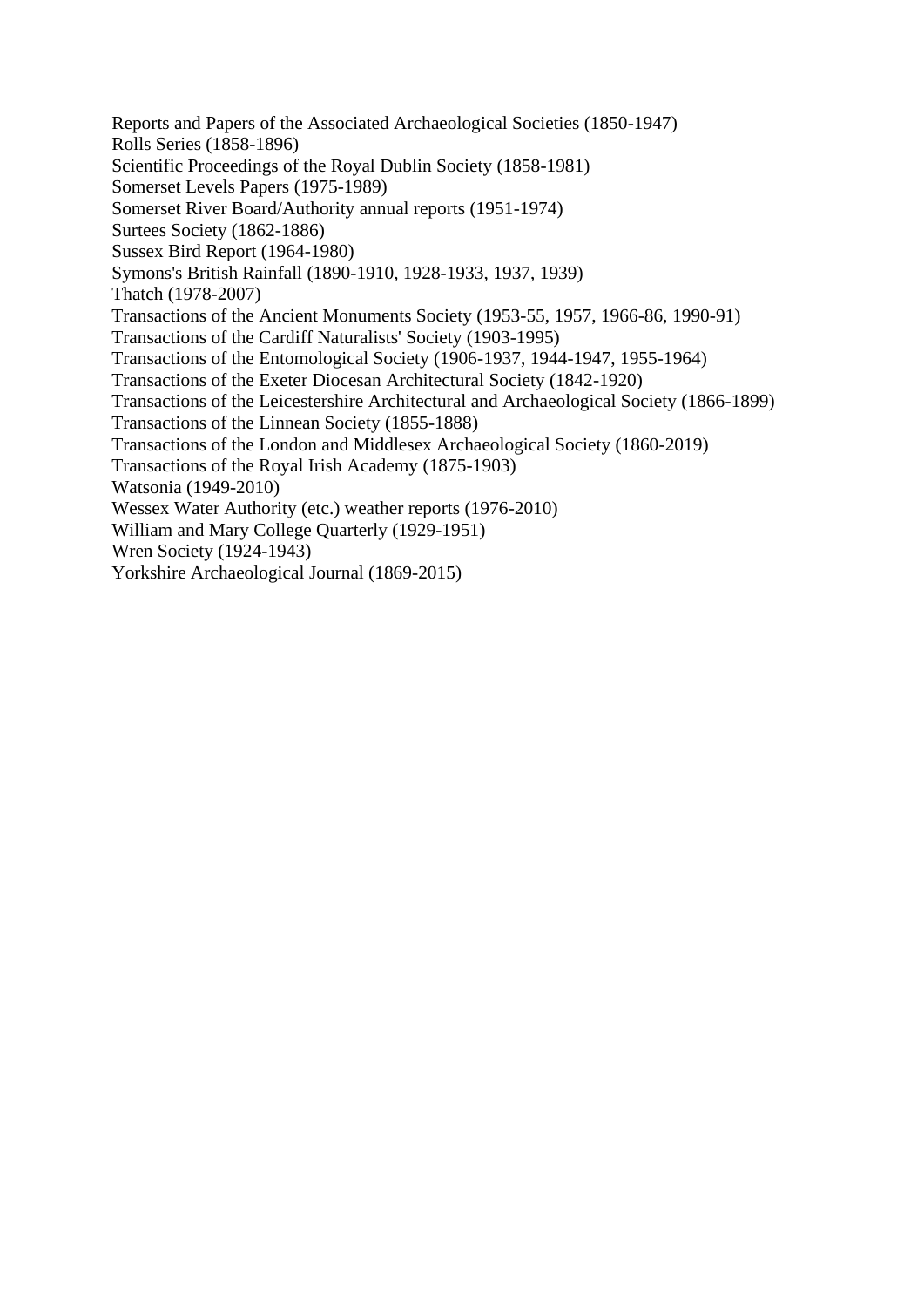Reports and Papers of the Associated Archaeological Societies (1850-1947)
Rolls Series (1858-1896)
Scientific Proceedings of the Royal Dublin Society (1858-1981)
Somerset Levels Papers (1975-1989)
Somerset River Board/Authority annual reports (1951-1974)
Surtees Society (1862-1886)
Sussex Bird Report (1964-1980)
Symons's British Rainfall (1890-1910, 1928-1933, 1937, 1939)
Thatch (1978-2007)
Transactions of the Ancient Monuments Society (1953-55, 1957, 1966-86, 1990-91)
Transactions of the Cardiff Naturalists' Society (1903-1995)
Transactions of the Entomological Society (1906-1937, 1944-1947, 1955-1964)
Transactions of the Exeter Diocesan Architectural Society (1842-1920)
Transactions of the Leicestershire Architectural and Archaeological Society (1866-1899)
Transactions of the Linnean Society (1855-1888)
Transactions of the London and Middlesex Archaeological Society (1860-2019)
Transactions of the Royal Irish Academy (1875-1903)
Watsonia (1949-2010)
Wessex Water Authority (etc.) weather reports (1976-2010)
William and Mary College Quarterly (1929-1951)
Wren Society (1924-1943)
Yorkshire Archaeological Journal (1869-2015)